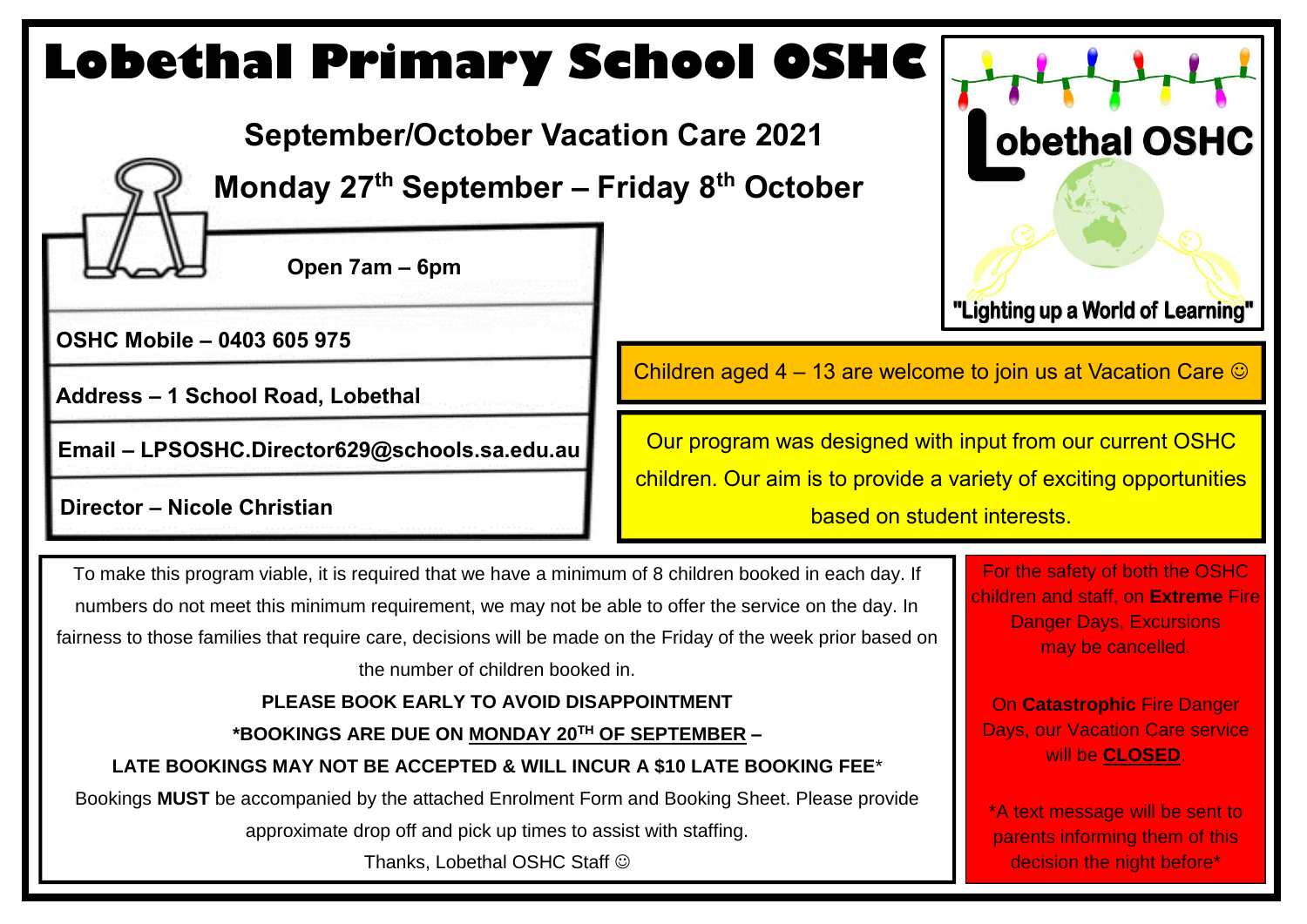# Lobethal Primary School OSHC

## September/October Vacation Care 2021

## Monday 27th September – Friday 8th October

**Open 7am – 6pm**

**OSHC Mobile – 0403 605 975**

**Address – 1 School Road, Lobethal**

**Email – LPSOSHC.Director629@schools.sa.edu.au**

**Director – Nicole Christian**

Lobethal OSHC

"Lighting up a World of Learning"

Children aged 4 – 13 are welcome to join us at Vacation Care ☺

Our program was designed with input from our current OSHC children. Our aim is to provide a variety of exciting opportunities based on student interests.

To make this program viable, it is required that we have a minimum of 8 children booked in each day. If numbers do not meet this minimum requirement, we may not be able to offer the service on the day. In fairness to those families that require care, decisions will be made on the Friday of the week prior based on the number of children booked in.

**PLEASE BOOK EARLY TO AVOID DISAPPOINTMENT**

**\*BOOKINGS ARE DUE ON MONDAY 20TH OF SEPTEMBER –**

**LATE BOOKINGS MAY NOT BE ACCEPTED & WILL INCUR A $10 LATE BOOKING FEE**\*

Bookings **MUST** be accompanied by the attached Enrolment Form and Booking Sheet. Please provide approximate drop off and pick up times to assist with staffing.

Thanks, Lobethal OSHC Staff ☺

For the safety of both the OSHC children and staff, on **Extreme** Fire Danger Days, Excursions may be cancelled.

On **Catastrophic** Fire Danger Days, our Vacation Care service will be **CLOSED**.

\*A text message will be sent to parents informing them of this decision the night before\*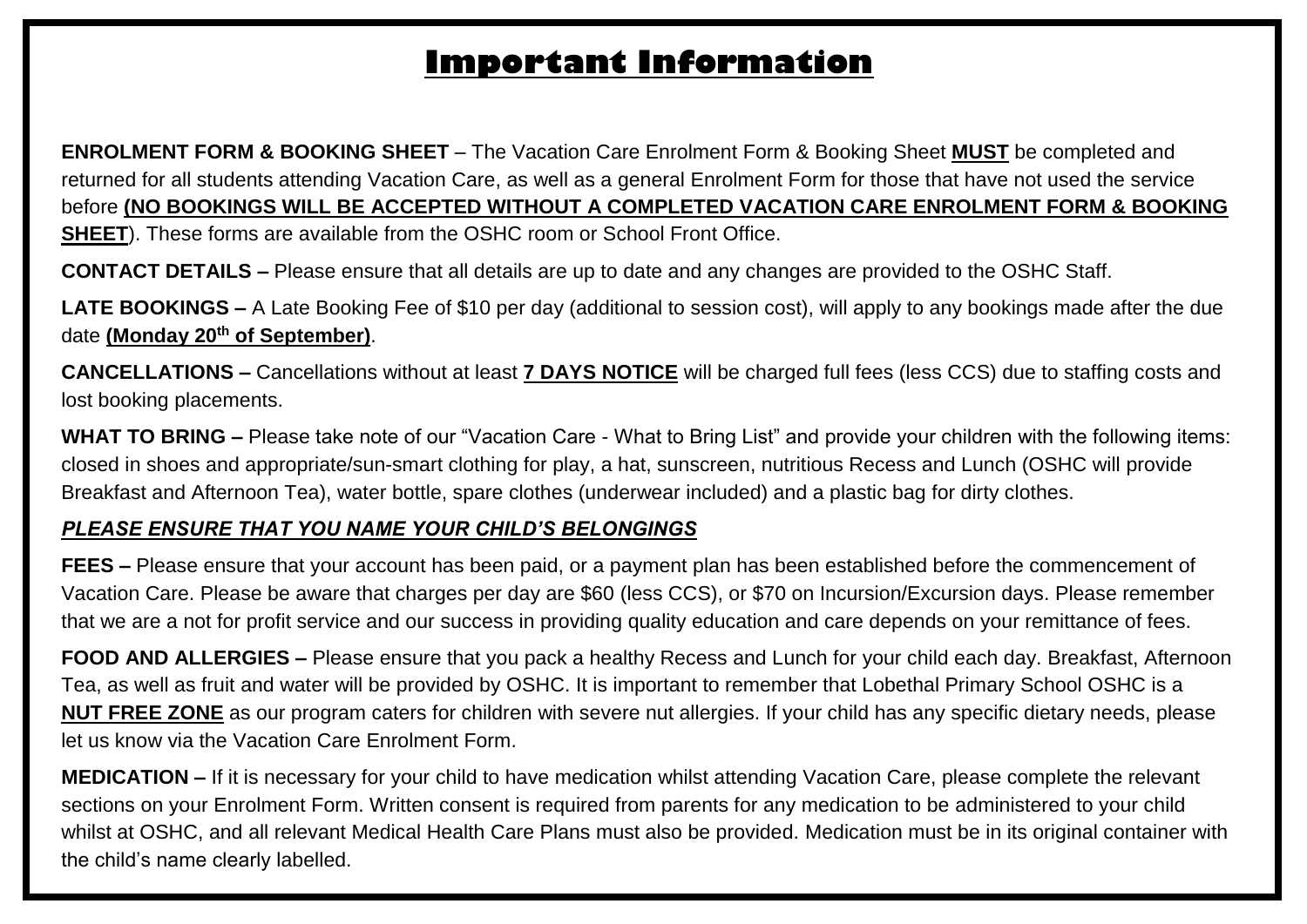# Important Information

**ENROLMENT FORM & BOOKING SHEET** – The Vacation Care Enrolment Form & Booking Sheet **MUST** be completed and returned for all students attending Vacation Care, as well as a general Enrolment Form for those that have not used the service before **(NO BOOKINGS WILL BE ACCEPTED WITHOUT A COMPLETED VACATION CARE ENROLMENT FORM & BOOKING SHEET**). These forms are available from the OSHC room or School Front Office.

**CONTACT DETAILS –** Please ensure that all details are up to date and any changes are provided to the OSHC Staff.

**LATE BOOKINGS –** A Late Booking Fee of $10 per day (additional to session cost), will apply to any bookings made after the due date **(Monday 20th of September)**.

**CANCELLATIONS –** Cancellations without at least **7 DAYS NOTICE** will be charged full fees (less CCS) due to staffing costs and lost booking placements.

**WHAT TO BRING –** Please take note of our "Vacation Care - What to Bring List" and provide your children with the following items: closed in shoes and appropriate/sun-smart clothing for play, a hat, sunscreen, nutritious Recess and Lunch (OSHC will provide Breakfast and Afternoon Tea), water bottle, spare clothes (underwear included) and a plastic bag for dirty clothes.

***PLEASE ENSURE THAT YOU NAME YOUR CHILD'S BELONGINGS***

**FEES –** Please ensure that your account has been paid, or a payment plan has been established before the commencement of Vacation Care. Please be aware that charges per day are $60 (less CCS), or $70 on Incursion/Excursion days. Please remember that we are a not for profit service and our success in providing quality education and care depends on your remittance of fees.

**FOOD AND ALLERGIES –** Please ensure that you pack a healthy Recess and Lunch for your child each day. Breakfast, Afternoon Tea, as well as fruit and water will be provided by OSHC. It is important to remember that Lobethal Primary School OSHC is a **NUT FREE ZONE** as our program caters for children with severe nut allergies. If your child has any specific dietary needs, please let us know via the Vacation Care Enrolment Form.

**MEDICATION –** If it is necessary for your child to have medication whilst attending Vacation Care, please complete the relevant sections on your Enrolment Form. Written consent is required from parents for any medication to be administered to your child whilst at OSHC, and all relevant Medical Health Care Plans must also be provided. Medication must be in its original container with the child's name clearly labelled.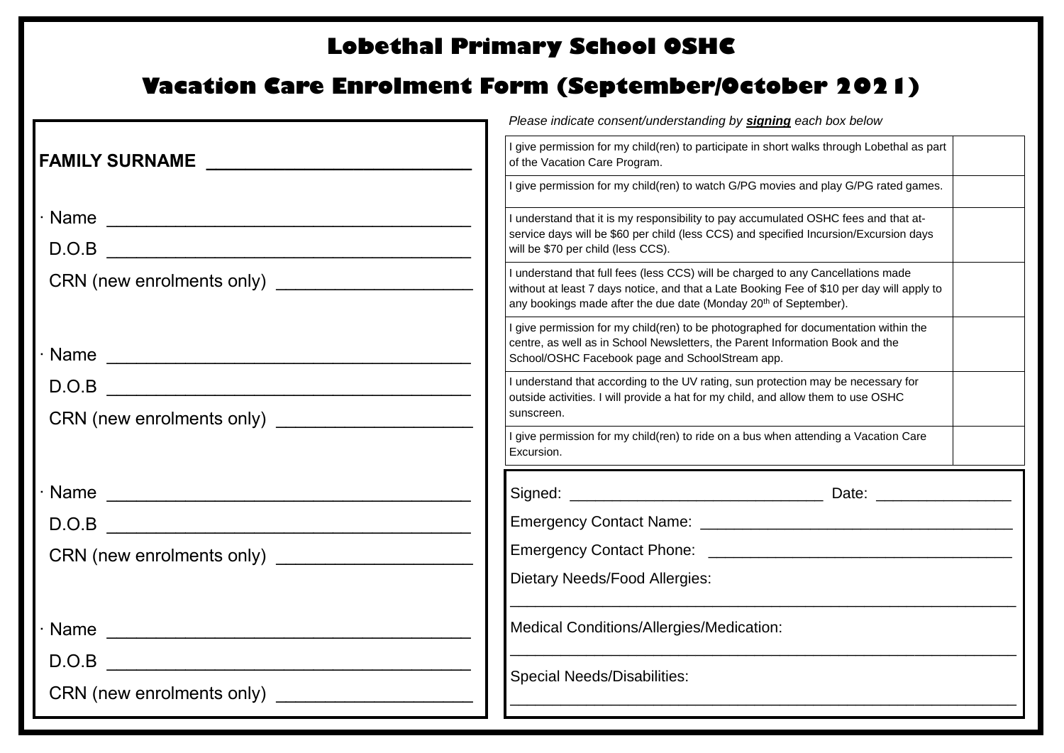# Lobethal Primary School OSHC

## Vacation Care Enrolment Form (September/October 2021)

**FAMILY SURNAME** ___________________________

· Name ______________________________________

D.O.B ______________________________________

CRN (new enrolments only) ____________________

· Name ______________________________________

D.O.B ______________________________________

CRN (new enrolments only) ____________________

· Name ______________________________________

D.O.B ______________________________________

CRN (new enrolments only) ____________________

· Name ______________________________________

D.O.B ______________________________________

CRN (new enrolments only) ____________________

*Please indicate consent/understanding by **signing** each box below*

| | |
|---|---|
| I give permission for my child(ren) to participate in short walks through Lobethal as part of the Vacation Care Program. | |
| I give permission for my child(ren) to watch G/PG movies and play G/PG rated games. | |
| I understand that it is my responsibility to pay accumulated OSHC fees and that at-service days will be $60 per child (less CCS) and specified Incursion/Excursion days will be $70 per child (less CCS). | |
| I understand that full fees (less CCS) will be charged to any Cancellations made without at least 7 days notice, and that a Late Booking Fee of $10 per day will apply to any bookings made after the due date (Monday 20th of September). | |
| I give permission for my child(ren) to be photographed for documentation within the centre, as well as in School Newsletters, the Parent Information Book and the School/OSHC Facebook page and SchoolStream app. | |
| I understand that according to the UV rating, sun protection may be necessary for outside activities. I will provide a hat for my child, and allow them to use OSHC sunscreen. | |
| I give permission for my child(ren) to ride on a bus when attending a Vacation Care Excursion. | |

Signed: ______________________________ Date: _______________

Emergency Contact Name: ___________________________________

Emergency Contact Phone: __________________________________

Dietary Needs/Food Allergies:

_____________________________________________________________

Medical Conditions/Allergies/Medication:

_____________________________________________________________

Special Needs/Disabilities:

_____________________________________________________________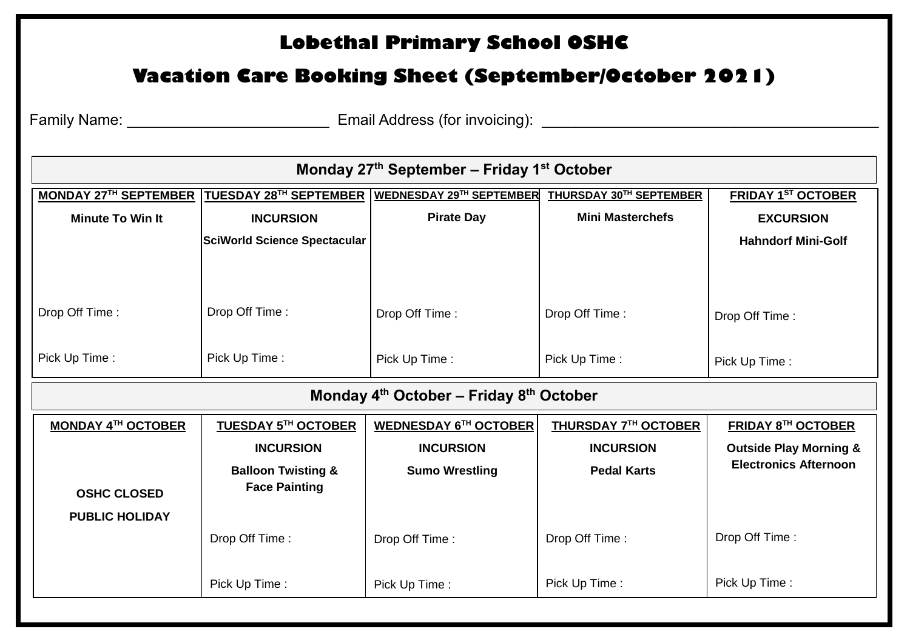# Lobethal Primary School OSHC

## Vacation Care Booking Sheet (September/October 2021)

Family Name: ______________________ Email Address (for invoicing): ____________________________________

| Monday 27th September – Friday 1st October | | | | |
|---|---|---|---|---|
| **MONDAY 27TH SEPTEMBER** | **TUESDAY 28TH SEPTEMBER** | **WEDNESDAY 29TH SEPTEMBER** | **THURSDAY 30TH SEPTEMBER** | **FRIDAY 1ST OCTOBER** |
| **Minute To Win It** | **INCURSION**<br>**SciWorld Science Spectacular** | **Pirate Day** | **Mini Masterchefs** | **EXCURSION**<br>**Hahndorf Mini-Golf** |
| Drop Off Time : | Drop Off Time : | Drop Off Time : | Drop Off Time : | Drop Off Time : |
| Pick Up Time : | Pick Up Time : | Pick Up Time : | Pick Up Time : | Pick Up Time : |

| Monday 4th October – Friday 8th October | | | | |
|---|---|---|---|---|
| **MONDAY 4TH OCTOBER** | **TUESDAY 5TH OCTOBER** | **WEDNESDAY 6TH OCTOBER** | **THURSDAY 7TH OCTOBER** | **FRIDAY 8TH OCTOBER** |
| **OSHC CLOSED**<br>**PUBLIC HOLIDAY** | **INCURSION**<br>**Balloon Twisting & Face Painting** | **INCURSION**<br>**Sumo Wrestling** | **INCURSION**<br>**Pedal Karts** | **Outside Play Morning & Electronics Afternoon** |
| | Drop Off Time : | Drop Off Time : | Drop Off Time : | Drop Off Time : |
| | Pick Up Time : | Pick Up Time : | Pick Up Time : | Pick Up Time : |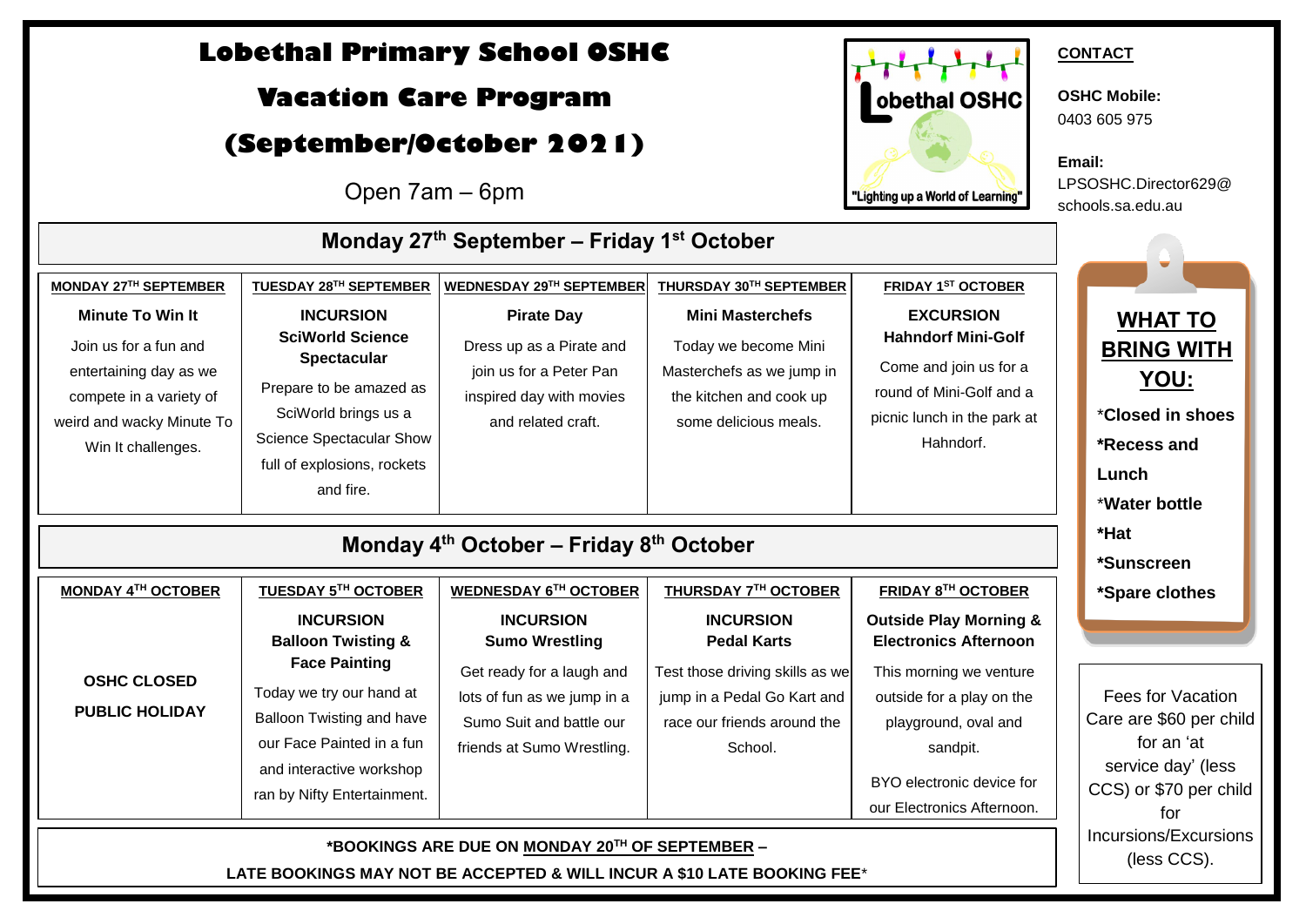# Lobethal Primary School OSHC

# Vacation Care Program

# (September/October 2021)

Open 7am – 6pm

**CONTACT**

**OSHC Mobile:**
0403 605 975

**Email:**
LPSOSHC.Director629@schools.sa.edu.au

## Monday 27th September – Friday 1st October

| MONDAY 27TH SEPTEMBER | TUESDAY 28TH SEPTEMBER | WEDNESDAY 29TH SEPTEMBER | THURSDAY 30TH SEPTEMBER | FRIDAY 1ST OCTOBER |
|---|---|---|---|---|
| **Minute To Win It**<br>Join us for a fun and entertaining day as we compete in a variety of weird and wacky Minute To Win It challenges. | **INCURSION**<br>**SciWorld Science Spectacular**<br>Prepare to be amazed as SciWorld brings us a Science Spectacular Show full of explosions, rockets and fire. | **Pirate Day**<br>Dress up as a Pirate and join us for a Peter Pan inspired day with movies and related craft. | **Mini Masterchefs**<br>Today we become Mini Masterchefs as we jump in the kitchen and cook up some delicious meals. | **EXCURSION**<br>**Hahndorf Mini-Golf**<br>Come and join us for a round of Mini-Golf and a picnic lunch in the park at Hahndorf. |

## Monday 4th October – Friday 8th October

| MONDAY 4TH OCTOBER | TUESDAY 5TH OCTOBER | WEDNESDAY 6TH OCTOBER | THURSDAY 7TH OCTOBER | FRIDAY 8TH OCTOBER |
|---|---|---|---|---|
| **OSHC CLOSED**<br>**PUBLIC HOLIDAY** | **INCURSION**<br>**Balloon Twisting & Face Painting**<br>Today we try our hand at Balloon Twisting and have our Face Painted in a fun and interactive workshop ran by Nifty Entertainment. | **INCURSION**<br>**Sumo Wrestling**<br>Get ready for a laugh and lots of fun as we jump in a Sumo Suit and battle our friends at Sumo Wrestling. | **INCURSION**<br>**Pedal Karts**<br>Test those driving skills as we jump in a Pedal Go Kart and race our friends around the School. | **Outside Play Morning & Electronics Afternoon**<br>This morning we venture outside for a play on the playground, oval and sandpit.<br>BYO electronic device for our Electronics Afternoon. |

**\*BOOKINGS ARE DUE ON MONDAY 20TH OF SEPTEMBER –**
**LATE BOOKINGS MAY NOT BE ACCEPTED & WILL INCUR A $10 LATE BOOKING FEE***

## WHAT TO BRING WITH YOU:

- *Closed in shoes
- *Recess and Lunch
- *Water bottle
- *Hat
- *Sunscreen
- *Spare clothes

Fees for Vacation Care are $60 per child for an 'at service day' (less CCS) or $70 per child for Incursions/Excursions (less CCS).